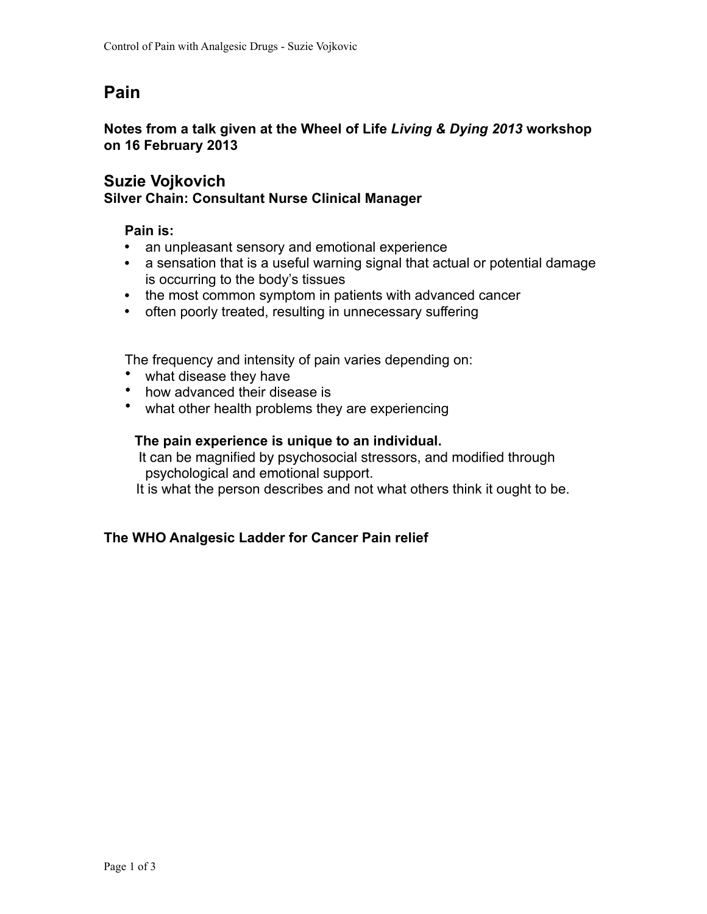# Pain

**Notes from a talk given at the Wheel of Life *Living & Dying 2013* workshop on 16 February 2013**

## Suzie Vojkovich

**Silver Chain: Consultant Nurse Clinical Manager**

**Pain is:**

- an unpleasant sensory and emotional experience
- a sensation that is a useful warning signal that actual or potential damage is occurring to the body's tissues
- the most common symptom in patients with advanced cancer
- often poorly treated, resulting in unnecessary suffering

The frequency and intensity of pain varies depending on:

- what disease they have
- how advanced their disease is
- what other health problems they are experiencing

**The pain experience is unique to an individual.**

It can be magnified by psychosocial stressors, and modified through psychological and emotional support.

It is what the person describes and not what others think it ought to be.

**The WHO Analgesic Ladder for Cancer Pain relief**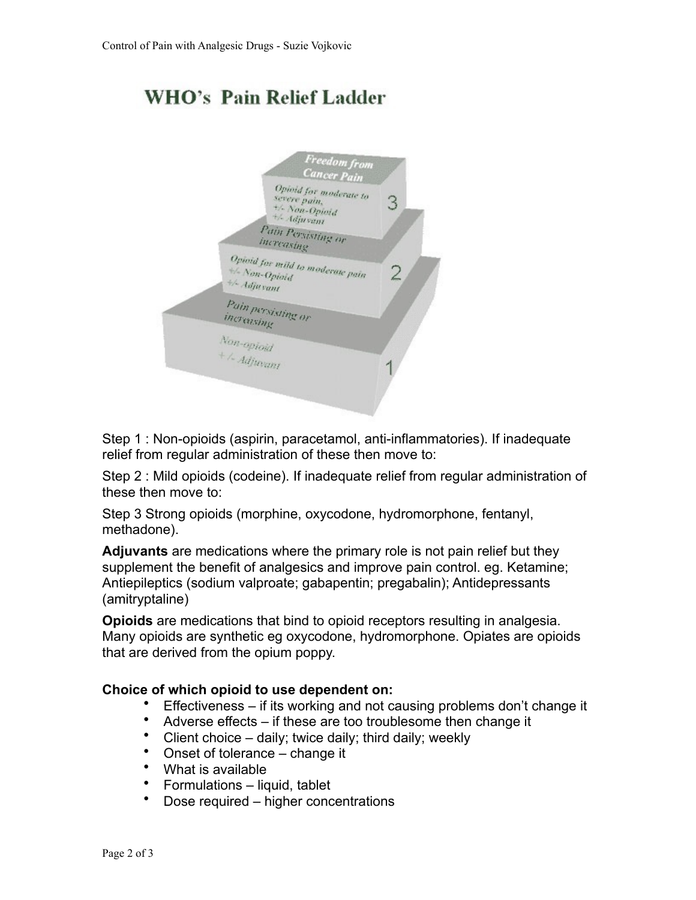# WHO's Pain Relief Ladder

Freedom from Cancer Pain

3 — Opioid for moderate to severe pain, +/- Non-Opioid +/- Adjuvant

Pain Persisting or increasing

2 — Opioid for mild to moderate pain +/- Non-Opioid +/- Adjuvant

Pain persisting or increasing

1 — Non-opioid +/- Adjuvant

Step 1 : Non-opioids (aspirin, paracetamol, anti-inflammatories). If inadequate relief from regular administration of these then move to:

Step 2 : Mild opioids (codeine). If inadequate relief from regular administration of these then move to:

Step 3 Strong opioids (morphine, oxycodone, hydromorphone, fentanyl, methadone).

**Adjuvants** are medications where the primary role is not pain relief but they supplement the benefit of analgesics and improve pain control. eg. Ketamine; Antiepileptics (sodium valproate; gabapentin; pregabalin); Antidepressants (amitryptaline)

**Opioids** are medications that bind to opioid receptors resulting in analgesia. Many opioids are synthetic eg oxycodone, hydromorphone. Opiates are opioids that are derived from the opium poppy.

**Choice of which opioid to use dependent on:**

- Effectiveness – if its working and not causing problems don't change it
- Adverse effects – if these are too troublesome then change it
- Client choice – daily; twice daily; third daily; weekly
- Onset of tolerance – change it
- What is available
- Formulations – liquid, tablet
- Dose required – higher concentrations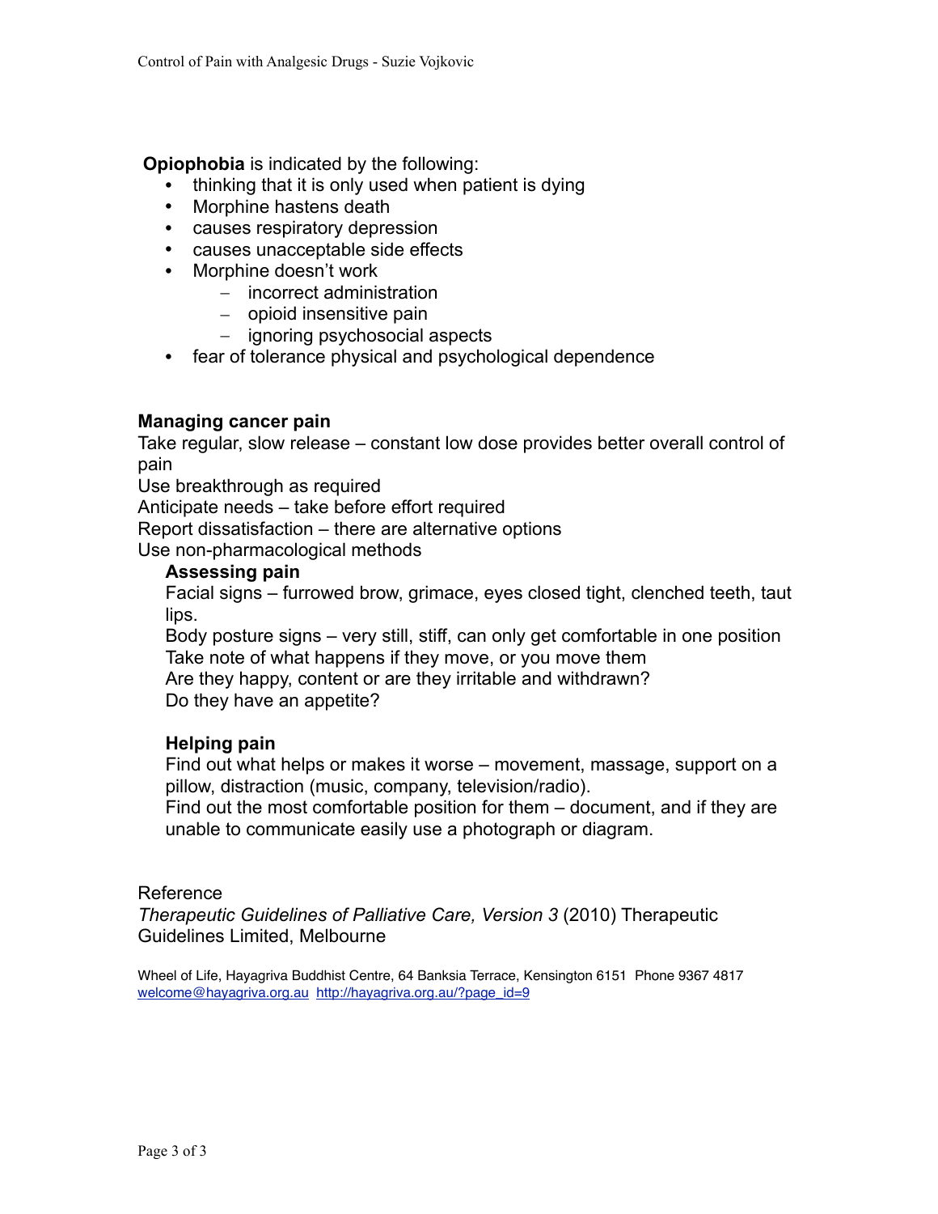**Opiophobia** is indicated by the following:

- thinking that it is only used when patient is dying
- Morphine hastens death
- causes respiratory depression
- causes unacceptable side effects
- Morphine doesn't work
  - incorrect administration
  - opioid insensitive pain
  - ignoring psychosocial aspects
- fear of tolerance physical and psychological dependence

**Managing cancer pain**

Take regular, slow release – constant low dose provides better overall control of pain
Use breakthrough as required
Anticipate needs – take before effort required
Report dissatisfaction – there are alternative options
Use non-pharmacological methods

**Assessing pain**

Facial signs – furrowed brow, grimace, eyes closed tight, clenched teeth, taut lips.
Body posture signs – very still, stiff, can only get comfortable in one position
Take note of what happens if they move, or you move them
Are they happy, content or are they irritable and withdrawn?
Do they have an appetite?

**Helping pain**

Find out what helps or makes it worse – movement, massage, support on a pillow, distraction (music, company, television/radio).
Find out the most comfortable position for them – document, and if they are unable to communicate easily use a photograph or diagram.

Reference
*Therapeutic Guidelines of Palliative Care, Version 3* (2010) Therapeutic Guidelines Limited, Melbourne

Wheel of Life, Hayagriva Buddhist Centre, 64 Banksia Terrace, Kensington 6151 Phone 9367 4817
welcome@hayagriva.org.au http://hayagriva.org.au/?page_id=9